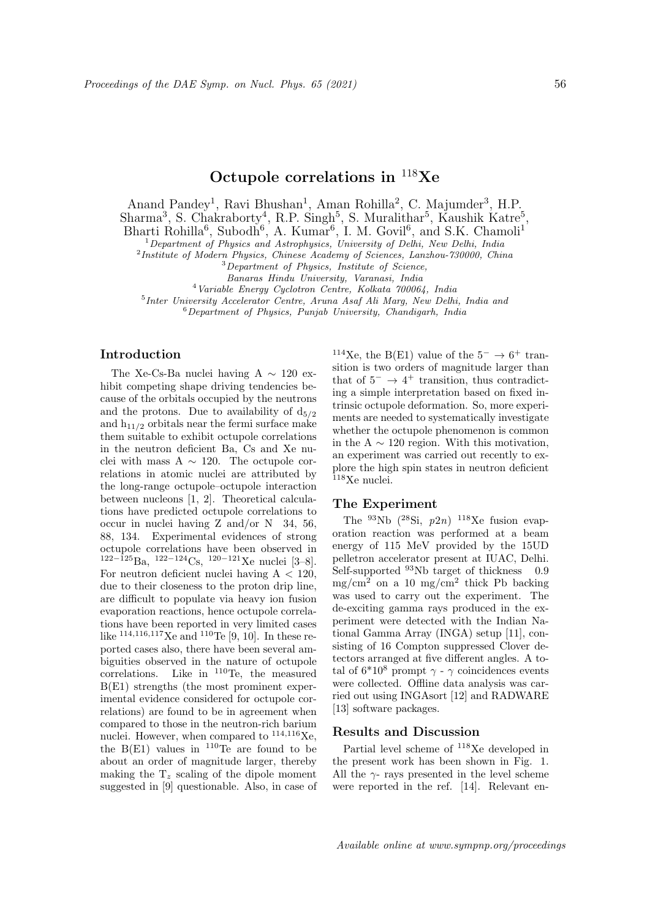# Octupole correlations in $^{118}$Xe

Anand Pandey[1], Ravi Bhushan[1], Aman Rohilla[2], C. Majumder[3], H.P. Sharma[3], S. Chakraborty[4], R.P. Singh[5], S. Muralithar[5], Kaushik Katre[5], Bharti Rohilla[6], Subodh[6], A. Kumar[6], I. M. Govil[6], and S.K. Chamoli[1]

[1] *Department of Physics and Astrophysics, University of Delhi, New Delhi, India*
[2] *Institute of Modern Physics, Chinese Academy of Sciences, Lanzhou-730000, China*
[3] *Department of Physics, Institute of Science, Banaras Hindu University, Varanasi, India*
[4] *Variable Energy Cyclotron Centre, Kolkata 700064, India*
[5] *Inter University Accelerator Centre, Aruna Asaf Ali Marg, New Delhi, India and*
[6] *Department of Physics, Punjab University, Chandigarh, India*

## Introduction

The Xe-Cs-Ba nuclei having A $\sim$ 120 exhibit competing shape driving tendencies because of the orbitals occupied by the neutrons and the protons. Due to availability of $d_{5/2}$ and $h_{11/2}$ orbitals near the fermi surface make them suitable to exhibit octupole correlations in the neutron deficient Ba, Cs and Xe nuclei with mass A $\sim$ 120. The octupole correlations in atomic nuclei are attributed by the long-range octupole–octupole interaction between nucleons [1, 2]. Theoretical calculations have predicted octupole correlations to occur in nuclei having Z and/or N 34, 56, 88, 134. Experimental evidences of strong octupole correlations have been observed in $^{122-125}$Ba, $^{122-124}$Cs, $^{120-121}$Xe nuclei [3–8]. For neutron deficient nuclei having A < 120, due to their closeness to the proton drip line, are difficult to populate via heavy ion fusion evaporation reactions, hence octupole correlations have been reported in very limited cases like $^{114,116,117}$Xe and $^{110}$Te [9, 10]. In these reported cases also, there have been several ambiguities observed in the nature of octupole correlations. Like in $^{110}$Te, the measured B(E1) strengths (the most prominent experimental evidence considered for octupole correlations) are found to be in agreement when compared to those in the neutron-rich barium nuclei. However, when compared to $^{114,116}$Xe, the B(E1) values in $^{110}$Te are found to be about an order of magnitude larger, thereby making the $T_z$ scaling of the dipole moment suggested in [9] questionable. Also, in case of $^{114}$Xe, the B(E1) value of the $5^- \rightarrow 6^+$ transition is two orders of magnitude larger than that of $5^- \rightarrow 4^+$ transition, thus contradicting a simple interpretation based on fixed intrinsic octupole deformation. So, more experiments are needed to systematically investigate whether the octupole phenomenon is common in the A $\sim$ 120 region. With this motivation, an experiment was carried out recently to explore the high spin states in neutron deficient $^{118}$Xe nuclei.

## The Experiment

The $^{93}$Nb ($^{28}$Si, $p2n$) $^{118}$Xe fusion evaporation reaction was performed at a beam energy of 115 MeV provided by the 15UD pelletron accelerator present at IUAC, Delhi. Self-supported $^{93}$Nb target of thickness 0.9 mg/cm$^2$ on a 10 mg/cm$^2$ thick Pb backing was used to carry out the experiment. The de-exciting gamma rays produced in the experiment were detected with the Indian National Gamma Array (INGA) setup [11], consisting of 16 Compton suppressed Clover detectors arranged at five different angles. A total of 6*10$^8$ prompt $\gamma$ - $\gamma$ coincidences events were collected. Offline data analysis was carried out using INGAsort [12] and RADWARE [13] software packages.

## Results and Discussion

Partial level scheme of $^{118}$Xe developed in the present work has been shown in Fig. 1. All the $\gamma$- rays presented in the level scheme were reported in the ref. [14]. Relevant en-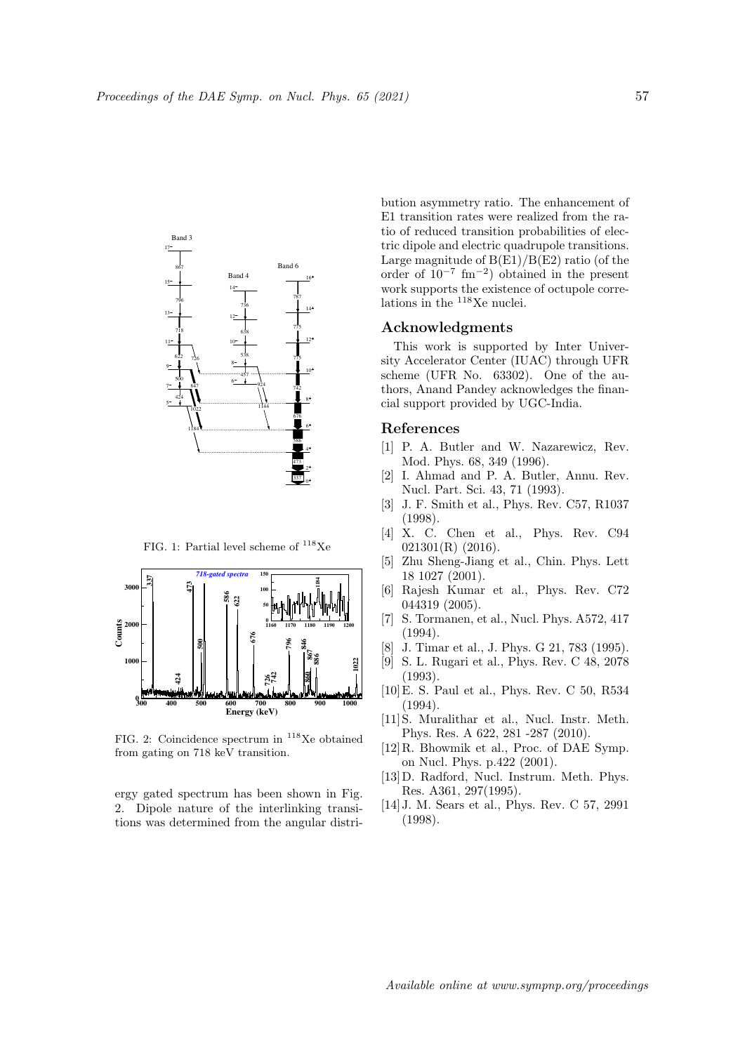Band 3
17−
867
15−
796
13−
718
11−
622
726
9−
500
7−
424
847
5−
1022
1184

Band 4
14−
736
12−
658
10−
538
8−
457
6−
924
1144

Band 6
16+
787
14+
775
12+
773
10+
742
8+
676
6+
586
4+
473
2+
337
0+

FIG. 1: Partial level scheme of $^{118}$Xe

718-gated spectra
Counts
Energy (keV)
337
424
473
500
586
622
676
726
742
796
846
860
867
886
1022
1184

FIG. 2: Coincidence spectrum in $^{118}$Xe obtained from gating on 718 keV transition.

ergy gated spectrum has been shown in Fig. 2. Dipole nature of the interlinking transitions was determined from the angular distribution asymmetry ratio. The enhancement of E1 transition rates were realized from the ratio of reduced transition probabilities of electric dipole and electric quadrupole transitions. Large magnitude of B(E1)/B(E2) ratio (of the order of $10^{-7}$ fm$^{-2}$) obtained in the present work supports the existence of octupole correlations in the $^{118}$Xe nuclei.

## Acknowledgments

This work is supported by Inter University Accelerator Center (IUAC) through UFR scheme (UFR No. 63302). One of the authors, Anand Pandey acknowledges the financial support provided by UGC-India.

## References

[1] P. A. Butler and W. Nazarewicz, Rev. Mod. Phys. 68, 349 (1996).

[2] I. Ahmad and P. A. Butler, Annu. Rev. Nucl. Part. Sci. 43, 71 (1993).

[3] J. F. Smith et al., Phys. Rev. C57, R1037 (1998).

[4] X. C. Chen et al., Phys. Rev. C94 021301(R) (2016).

[5] Zhu Sheng-Jiang et al., Chin. Phys. Lett 18 1027 (2001).

[6] Rajesh Kumar et al., Phys. Rev. C72 044319 (2005).

[7] S. Tormanen, et al., Nucl. Phys. A572, 417 (1994).

[8] J. Timar et al., J. Phys. G 21, 783 (1995).

[9] S. L. Rugari et al., Phys. Rev. C 48, 2078 (1993).

[10] E. S. Paul et al., Phys. Rev. C 50, R534 (1994).

[11] S. Muralithar et al., Nucl. Instr. Meth. Phys. Res. A 622, 281 -287 (2010).

[12] R. Bhowmik et al., Proc. of DAE Symp. on Nucl. Phys. p.422 (2001).

[13] D. Radford, Nucl. Instrum. Meth. Phys. Res. A361, 297(1995).

[14] J. M. Sears et al., Phys. Rev. C 57, 2991 (1998).